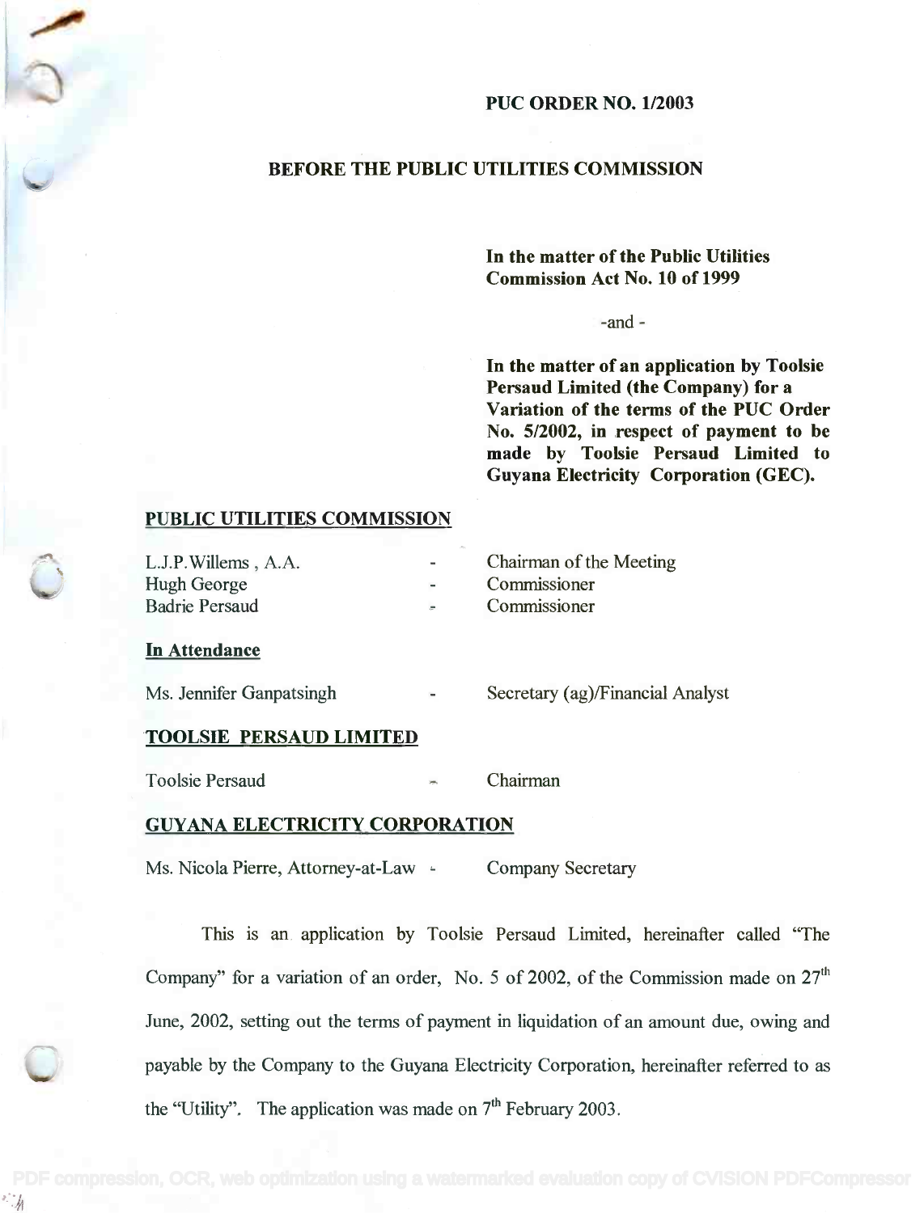# PUC ORDER NO. 1/2003

## BEFORE THE PUBLIC UTILITIES COMMISSION

**In the matter of the Public Utilities Commission Act No. 10 of 1999**

-and -

**In the matter of an application by Toolsie Persaud Limited (the Company) for a Variation of the terms of the PUC Order No. 5/2002, in respect of payment to be made by Toolsie Persaud Limited to Guyana Electricity Corporation (GEC).**

**PUBLIC UTILITIES COMMISSION**

| | | |
|---|---|---|
| L.J.P. Willems , A.A. | - | Chairman of the Meeting |
| Hugh George | - | Commissioner |
| Badrie Persaud | - | Commissioner |

**In Attendance**

| | | |
|---|---|---|
| Ms. Jennifer Ganpatsingh | - | Secretary (ag)/Financial Analyst |

**TOOLSIE PERSAUD LIMITED**

| | | |
|---|---|---|
| Toolsie Persaud | - | Chairman |

**GUYANA ELECTRICITY CORPORATION**

| | | |
|---|---|---|
| Ms. Nicola Pierre, Attorney-at-Law | - | Company Secretary |

This is an application by Toolsie Persaud Limited, hereinafter called "The Company" for a variation of an order, No. 5 of 2002, of the Commission made on 27th June, 2002, setting out the terms of payment in liquidation of an amount due, owing and payable by the Company to the Guyana Electricity Corporation, hereinafter referred to as the "Utility". The application was made on 7th February 2003.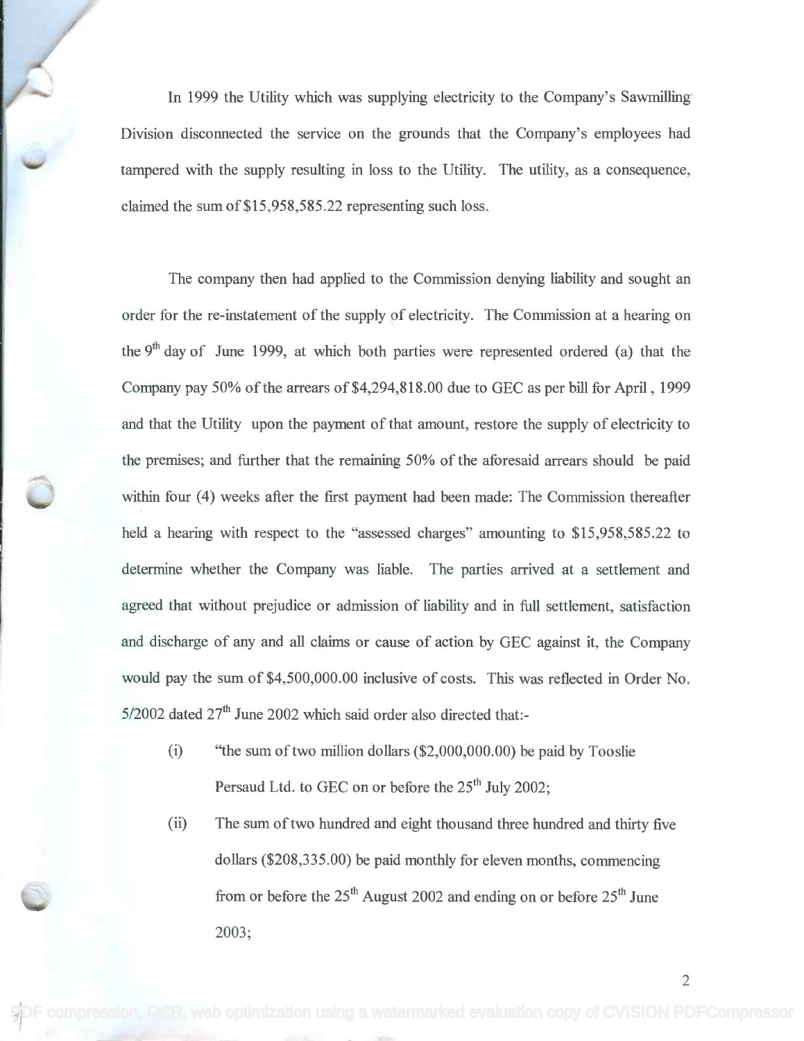In 1999 the Utility which was supplying electricity to the Company's Sawmilling Division disconnected the service on the grounds that the Company's employees had tampered with the supply resulting in loss to the Utility. The utility, as a consequence, claimed the sum of $15,958,585.22 representing such loss.

The company then had applied to the Commission denying liability and sought an order for the re-instatement of the supply of electricity. The Commission at a hearing on the 9th day of June 1999, at which both parties were represented ordered (a) that the Company pay 50% of the arrears of $4,294,818.00 due to GEC as per bill for April, 1999 and that the Utility upon the payment of that amount, restore the supply of electricity to the premises; and further that the remaining 50% of the aforesaid arrears should be paid within four (4) weeks after the first payment had been made: The Commission thereafter held a hearing with respect to the "assessed charges" amounting to $15,958,585.22 to determine whether the Company was liable. The parties arrived at a settlement and agreed that without prejudice or admission of liability and in full settlement, satisfaction and discharge of any and all claims or cause of action by GEC against it, the Company would pay the sum of $4,500,000.00 inclusive of costs. This was reflected in Order No. 5/2002 dated 27th June 2002 which said order also directed that:-

(i) "the sum of two million dollars ($2,000,000.00) be paid by Tooslie Persaud Ltd. to GEC on or before the 25th July 2002;

(ii) The sum of two hundred and eight thousand three hundred and thirty five dollars ($208,335.00) be paid monthly for eleven months, commencing from or before the 25th August 2002 and ending on or before 25th June 2003;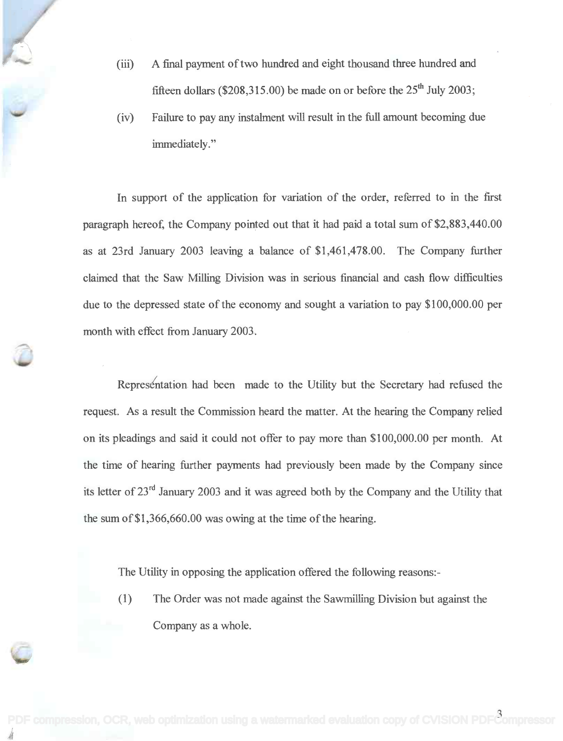(iii) A final payment of two hundred and eight thousand three hundred and fifteen dollars ($208,315.00) be made on or before the 25th July 2003;

(iv) Failure to pay any instalment will result in the full amount becoming due immediately."

In support of the application for variation of the order, referred to in the first paragraph hereof, the Company pointed out that it had paid a total sum of $2,883,440.00 as at 23rd January 2003 leaving a balance of $1,461,478.00. The Company further claimed that the Saw Milling Division was in serious financial and cash flow difficulties due to the depressed state of the economy and sought a variation to pay $100,000.00 per month with effect from January 2003.

Representation had been made to the Utility but the Secretary had refused the request. As a result the Commission heard the matter. At the hearing the Company relied on its pleadings and said it could not offer to pay more than $100,000.00 per month. At the time of hearing further payments had previously been made by the Company since its letter of 23rd January 2003 and it was agreed both by the Company and the Utility that the sum of $1,366,660.00 was owing at the time of the hearing.

The Utility in opposing the application offered the following reasons:-

(1) The Order was not made against the Sawmilling Division but against the Company as a whole.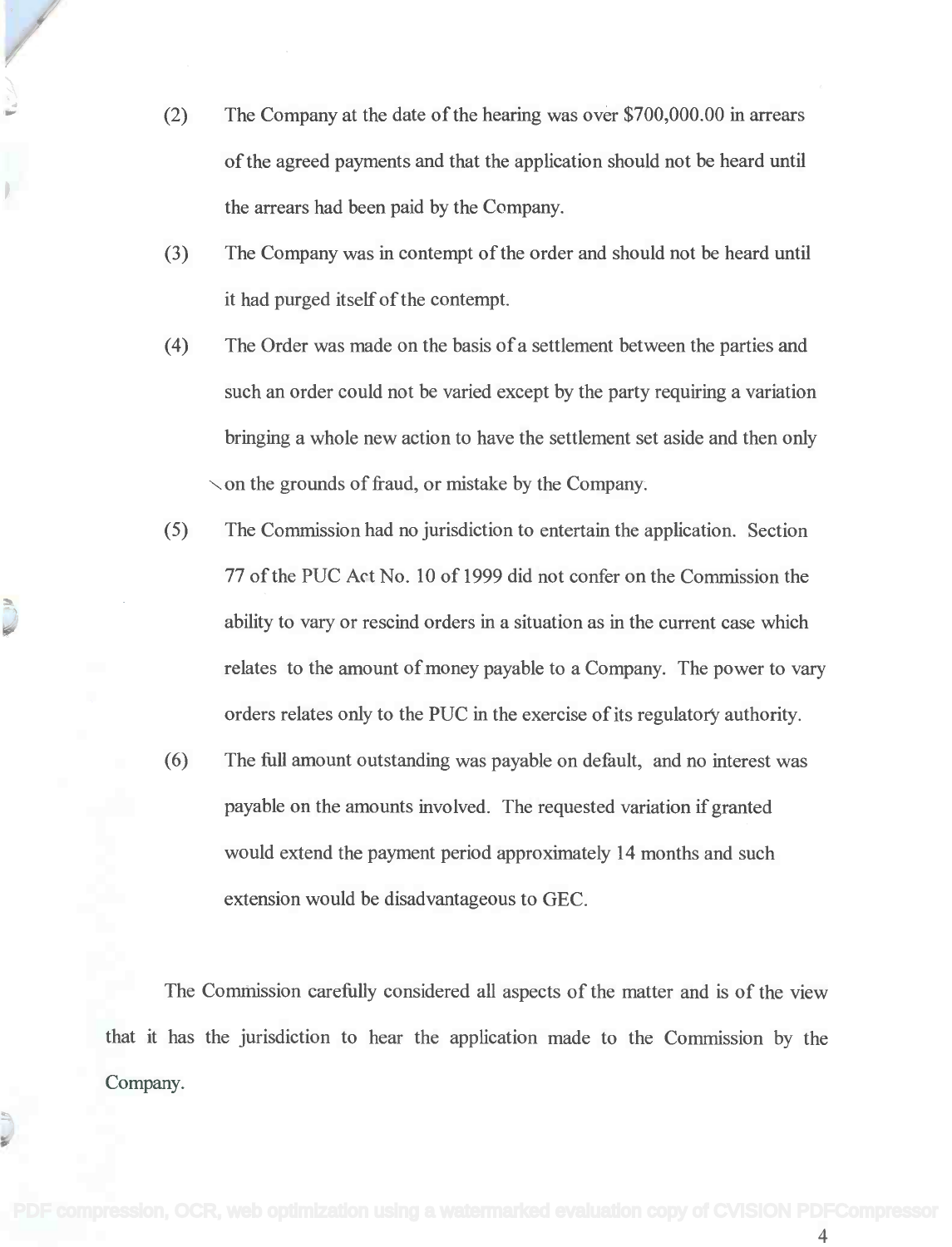(2) The Company at the date of the hearing was over $700,000.00 in arrears of the agreed payments and that the application should not be heard until the arrears had been paid by the Company.

(3) The Company was in contempt of the order and should not be heard until it had purged itself of the contempt.

(4) The Order was made on the basis of a settlement between the parties and such an order could not be varied except by the party requiring a variation bringing a whole new action to have the settlement set aside and then only on the grounds of fraud, or mistake by the Company.

(5) The Commission had no jurisdiction to entertain the application. Section 77 of the PUC Act No. 10 of 1999 did not confer on the Commission the ability to vary or rescind orders in a situation as in the current case which relates to the amount of money payable to a Company. The power to vary orders relates only to the PUC in the exercise of its regulatory authority.

(6) The full amount outstanding was payable on default, and no interest was payable on the amounts involved. The requested variation if granted would extend the payment period approximately 14 months and such extension would be disadvantageous to GEC.

The Commission carefully considered all aspects of the matter and is of the view that it has the jurisdiction to hear the application made to the Commission by the Company.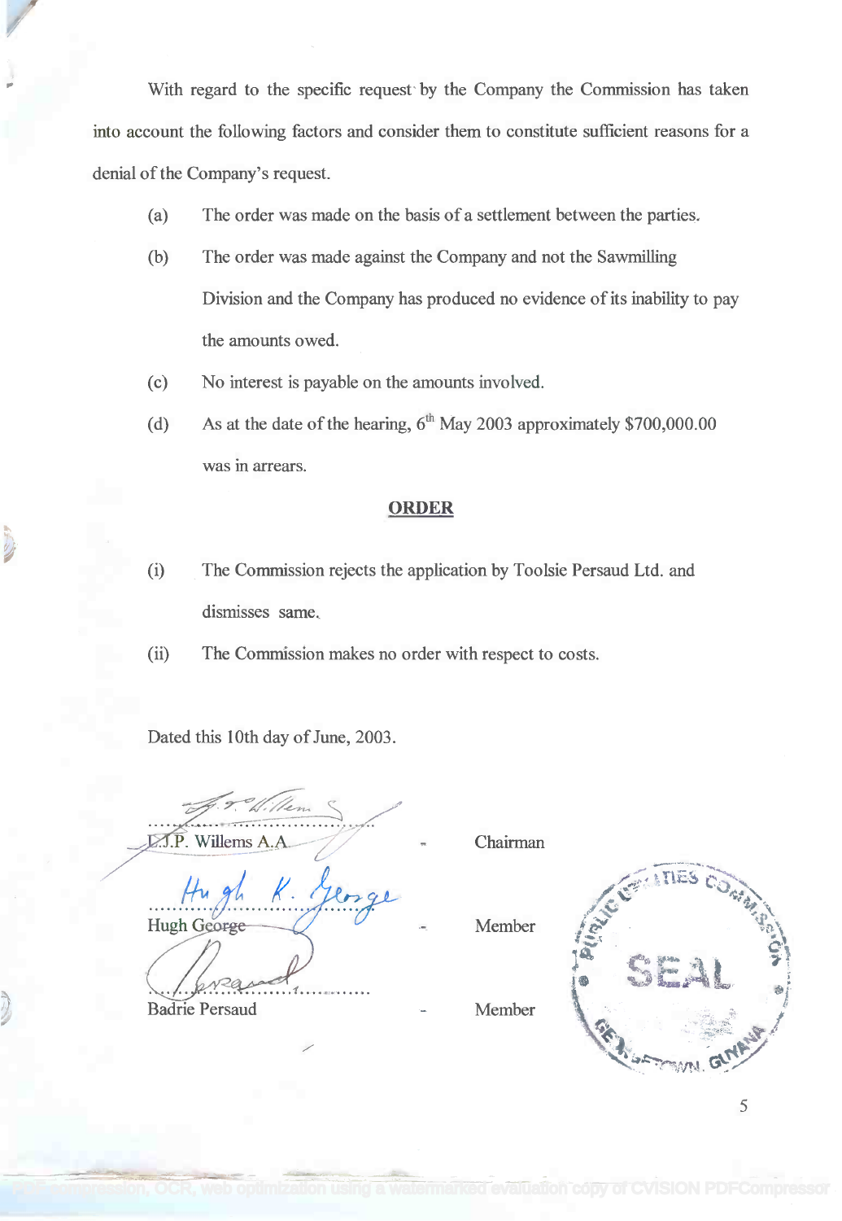With regard to the specific request by the Company the Commission has taken into account the following factors and consider them to constitute sufficient reasons for a denial of the Company's request.

(a) The order was made on the basis of a settlement between the parties.

(b) The order was made against the Company and not the Sawmilling Division and the Company has produced no evidence of its inability to pay the amounts owed.

(c) No interest is payable on the amounts involved.

(d) As at the date of the hearing, 6th May 2003 approximately $700,000.00 was in arrears.

**ORDER**

(i) The Commission rejects the application by Toolsie Persaud Ltd. and dismisses same.

(ii) The Commission makes no order with respect to costs.

Dated this 10th day of June, 2003.

.................................
L.J.P. Willems A.A. - Chairman

.................................
Hugh George - Member

.................................
Badrie Persaud - Member

PUBLIC UTILITIES COMMISSION SEAL GEORGETOWN, GUYANA